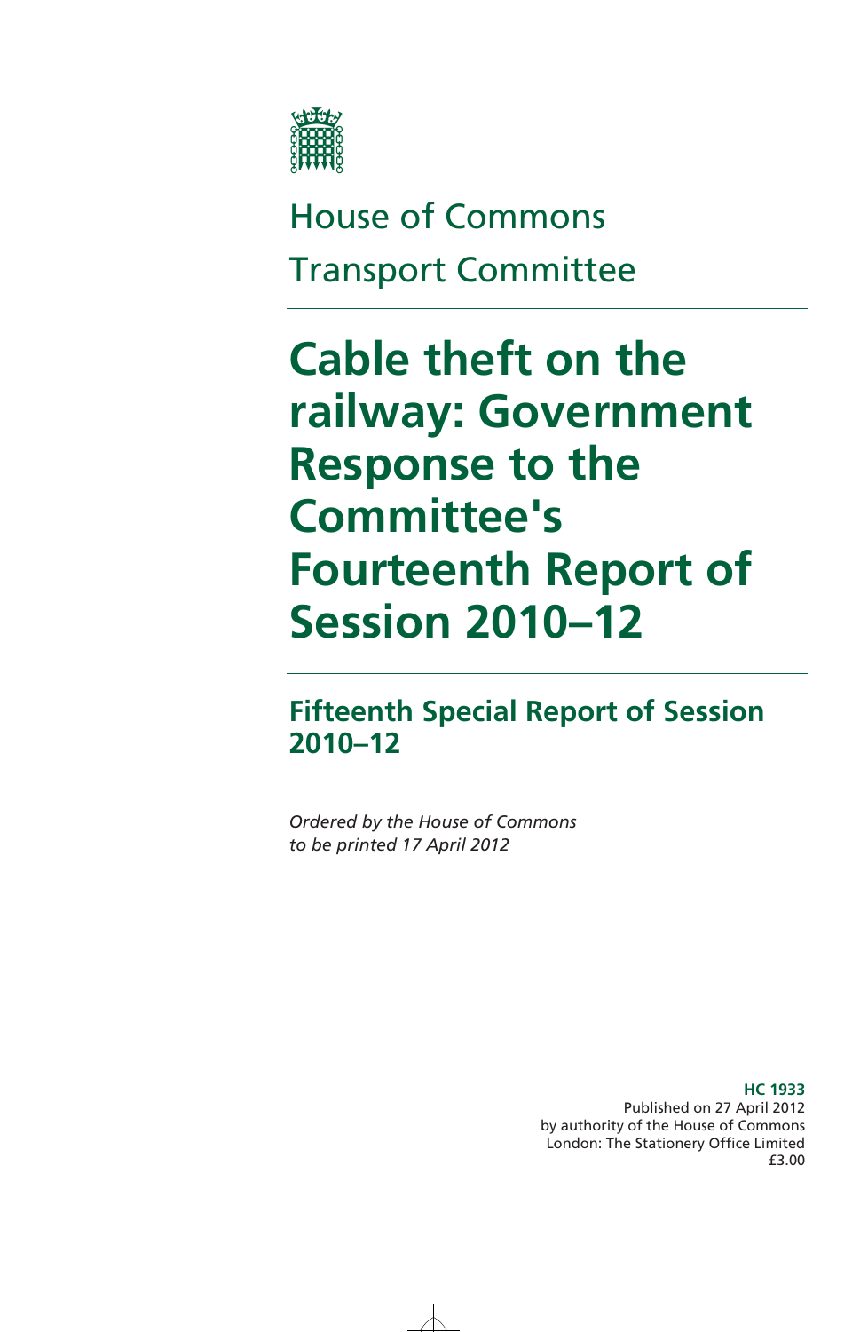House of Commons

Transport Committee

# Cable theft on the railway: Government Response to the Committee's Fourteenth Report of Session 2010–12

## Fifteenth Special Report of Session 2010–12

*Ordered by the House of Commons to be printed 17 April 2012*

**HC 1933**
Published on 27 April 2012
by authority of the House of Commons
London: The Stationery Office Limited
£3.00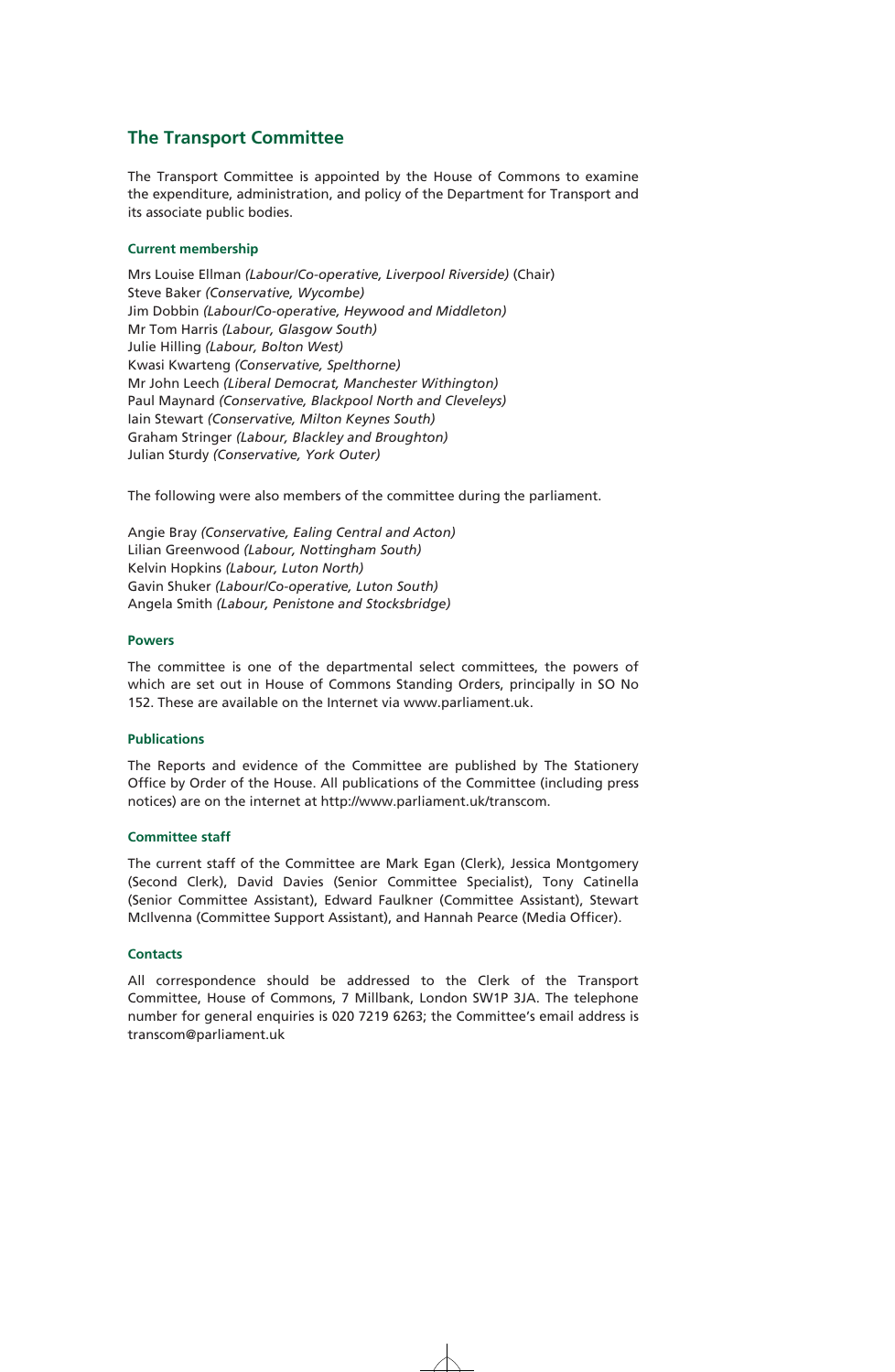## The Transport Committee

The Transport Committee is appointed by the House of Commons to examine the expenditure, administration, and policy of the Department for Transport and its associate public bodies.

### Current membership

Mrs Louise Ellman *(Labour/Co-operative, Liverpool Riverside)* (Chair)
Steve Baker *(Conservative, Wycombe)*
Jim Dobbin *(Labour/Co-operative, Heywood and Middleton)*
Mr Tom Harris *(Labour, Glasgow South)*
Julie Hilling *(Labour, Bolton West)*
Kwasi Kwarteng *(Conservative, Spelthorne)*
Mr John Leech *(Liberal Democrat, Manchester Withington)*
Paul Maynard *(Conservative, Blackpool North and Cleveleys)*
Iain Stewart *(Conservative, Milton Keynes South)*
Graham Stringer *(Labour, Blackley and Broughton)*
Julian Sturdy *(Conservative, York Outer)*

The following were also members of the committee during the parliament.

Angie Bray *(Conservative, Ealing Central and Acton)*
Lilian Greenwood *(Labour, Nottingham South)*
Kelvin Hopkins *(Labour, Luton North)*
Gavin Shuker *(Labour/Co-operative, Luton South)*
Angela Smith *(Labour, Penistone and Stocksbridge)*

### Powers

The committee is one of the departmental select committees, the powers of which are set out in House of Commons Standing Orders, principally in SO No 152. These are available on the Internet via www.parliament.uk.

### Publications

The Reports and evidence of the Committee are published by The Stationery Office by Order of the House. All publications of the Committee (including press notices) are on the internet at http://www.parliament.uk/transcom.

### Committee staff

The current staff of the Committee are Mark Egan (Clerk), Jessica Montgomery (Second Clerk), David Davies (Senior Committee Specialist), Tony Catinella (Senior Committee Assistant), Edward Faulkner (Committee Assistant), Stewart McIlvenna (Committee Support Assistant), and Hannah Pearce (Media Officer).

### Contacts

All correspondence should be addressed to the Clerk of the Transport Committee, House of Commons, 7 Millbank, London SW1P 3JA. The telephone number for general enquiries is 020 7219 6263; the Committee's email address is transcom@parliament.uk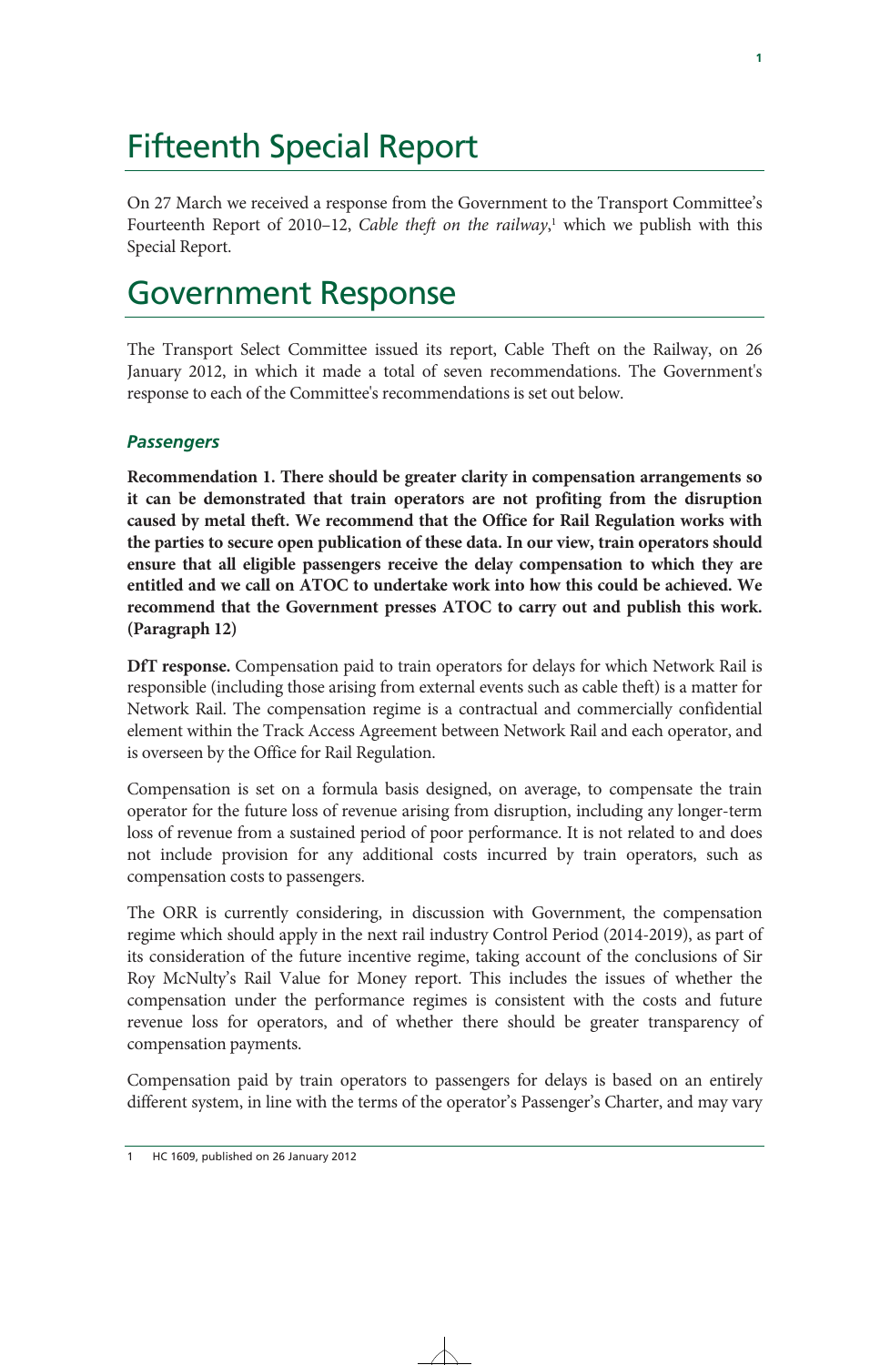# Fifteenth Special Report

On 27 March we received a response from the Government to the Transport Committee's Fourteenth Report of 2010–12, *Cable theft on the railway*,[1] which we publish with this Special Report.

# Government Response

The Transport Select Committee issued its report, Cable Theft on the Railway, on 26 January 2012, in which it made a total of seven recommendations. The Government's response to each of the Committee's recommendations is set out below.

### *Passengers*

**Recommendation 1. There should be greater clarity in compensation arrangements so it can be demonstrated that train operators are not profiting from the disruption caused by metal theft. We recommend that the Office for Rail Regulation works with the parties to secure open publication of these data. In our view, train operators should ensure that all eligible passengers receive the delay compensation to which they are entitled and we call on ATOC to undertake work into how this could be achieved. We recommend that the Government presses ATOC to carry out and publish this work. (Paragraph 12)**

**DfT response.** Compensation paid to train operators for delays for which Network Rail is responsible (including those arising from external events such as cable theft) is a matter for Network Rail. The compensation regime is a contractual and commercially confidential element within the Track Access Agreement between Network Rail and each operator, and is overseen by the Office for Rail Regulation.

Compensation is set on a formula basis designed, on average, to compensate the train operator for the future loss of revenue arising from disruption, including any longer-term loss of revenue from a sustained period of poor performance. It is not related to and does not include provision for any additional costs incurred by train operators, such as compensation costs to passengers.

The ORR is currently considering, in discussion with Government, the compensation regime which should apply in the next rail industry Control Period (2014-2019), as part of its consideration of the future incentive regime, taking account of the conclusions of Sir Roy McNulty's Rail Value for Money report. This includes the issues of whether the compensation under the performance regimes is consistent with the costs and future revenue loss for operators, and of whether there should be greater transparency of compensation payments.

Compensation paid by train operators to passengers for delays is based on an entirely different system, in line with the terms of the operator's Passenger's Charter, and may vary

1 HC 1609, published on 26 January 2012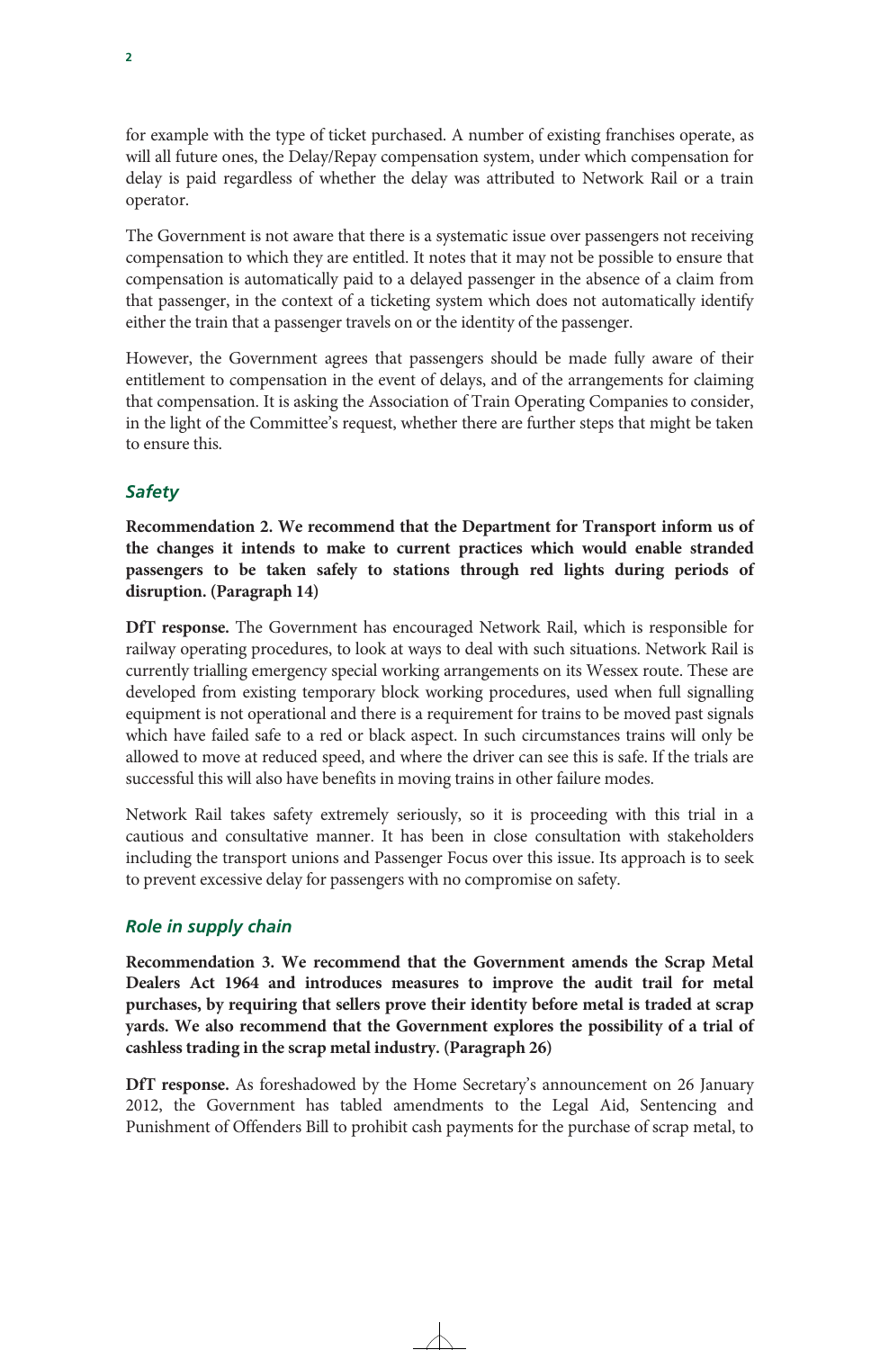for example with the type of ticket purchased. A number of existing franchises operate, as will all future ones, the Delay/Repay compensation system, under which compensation for delay is paid regardless of whether the delay was attributed to Network Rail or a train operator.

The Government is not aware that there is a systematic issue over passengers not receiving compensation to which they are entitled. It notes that it may not be possible to ensure that compensation is automatically paid to a delayed passenger in the absence of a claim from that passenger, in the context of a ticketing system which does not automatically identify either the train that a passenger travels on or the identity of the passenger.

However, the Government agrees that passengers should be made fully aware of their entitlement to compensation in the event of delays, and of the arrangements for claiming that compensation. It is asking the Association of Train Operating Companies to consider, in the light of the Committee's request, whether there are further steps that might be taken to ensure this.

### *Safety*

**Recommendation 2. We recommend that the Department for Transport inform us of the changes it intends to make to current practices which would enable stranded passengers to be taken safely to stations through red lights during periods of disruption. (Paragraph 14)**

**DfT response.** The Government has encouraged Network Rail, which is responsible for railway operating procedures, to look at ways to deal with such situations. Network Rail is currently trialling emergency special working arrangements on its Wessex route. These are developed from existing temporary block working procedures, used when full signalling equipment is not operational and there is a requirement for trains to be moved past signals which have failed safe to a red or black aspect. In such circumstances trains will only be allowed to move at reduced speed, and where the driver can see this is safe. If the trials are successful this will also have benefits in moving trains in other failure modes.

Network Rail takes safety extremely seriously, so it is proceeding with this trial in a cautious and consultative manner. It has been in close consultation with stakeholders including the transport unions and Passenger Focus over this issue. Its approach is to seek to prevent excessive delay for passengers with no compromise on safety.

### *Role in supply chain*

**Recommendation 3. We recommend that the Government amends the Scrap Metal Dealers Act 1964 and introduces measures to improve the audit trail for metal purchases, by requiring that sellers prove their identity before metal is traded at scrap yards. We also recommend that the Government explores the possibility of a trial of cashless trading in the scrap metal industry. (Paragraph 26)**

**DfT response.** As foreshadowed by the Home Secretary's announcement on 26 January 2012, the Government has tabled amendments to the Legal Aid, Sentencing and Punishment of Offenders Bill to prohibit cash payments for the purchase of scrap metal, to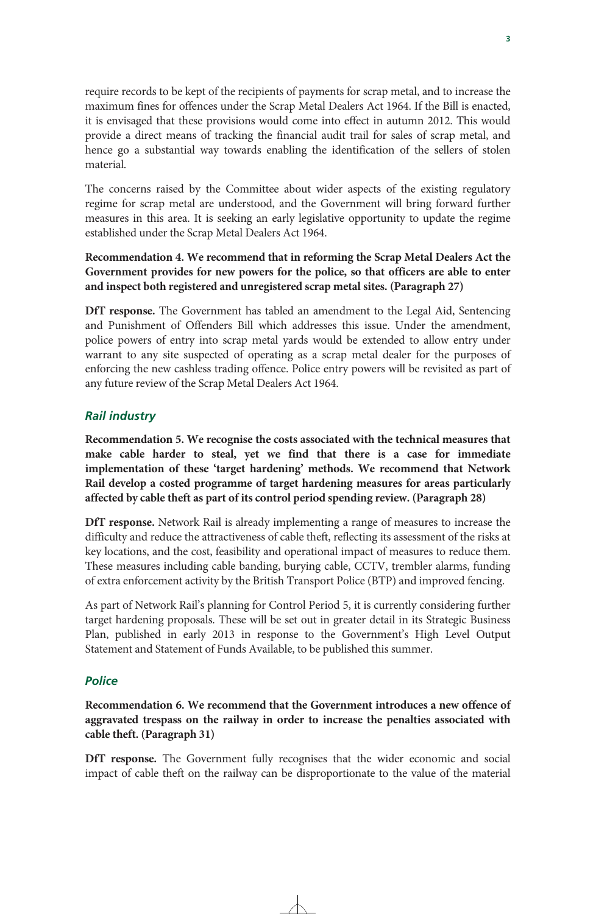require records to be kept of the recipients of payments for scrap metal, and to increase the maximum fines for offences under the Scrap Metal Dealers Act 1964. If the Bill is enacted, it is envisaged that these provisions would come into effect in autumn 2012. This would provide a direct means of tracking the financial audit trail for sales of scrap metal, and hence go a substantial way towards enabling the identification of the sellers of stolen material.

The concerns raised by the Committee about wider aspects of the existing regulatory regime for scrap metal are understood, and the Government will bring forward further measures in this area. It is seeking an early legislative opportunity to update the regime established under the Scrap Metal Dealers Act 1964.

**Recommendation 4. We recommend that in reforming the Scrap Metal Dealers Act the Government provides for new powers for the police, so that officers are able to enter and inspect both registered and unregistered scrap metal sites. (Paragraph 27)**

**DfT response.** The Government has tabled an amendment to the Legal Aid, Sentencing and Punishment of Offenders Bill which addresses this issue. Under the amendment, police powers of entry into scrap metal yards would be extended to allow entry under warrant to any site suspected of operating as a scrap metal dealer for the purposes of enforcing the new cashless trading offence. Police entry powers will be revisited as part of any future review of the Scrap Metal Dealers Act 1964.

### *Rail industry*

**Recommendation 5. We recognise the costs associated with the technical measures that make cable harder to steal, yet we find that there is a case for immediate implementation of these 'target hardening' methods. We recommend that Network Rail develop a costed programme of target hardening measures for areas particularly affected by cable theft as part of its control period spending review. (Paragraph 28)**

**DfT response.** Network Rail is already implementing a range of measures to increase the difficulty and reduce the attractiveness of cable theft, reflecting its assessment of the risks at key locations, and the cost, feasibility and operational impact of measures to reduce them. These measures including cable banding, burying cable, CCTV, trembler alarms, funding of extra enforcement activity by the British Transport Police (BTP) and improved fencing.

As part of Network Rail's planning for Control Period 5, it is currently considering further target hardening proposals. These will be set out in greater detail in its Strategic Business Plan, published in early 2013 in response to the Government's High Level Output Statement and Statement of Funds Available, to be published this summer.

### *Police*

**Recommendation 6. We recommend that the Government introduces a new offence of aggravated trespass on the railway in order to increase the penalties associated with cable theft. (Paragraph 31)**

**DfT response.** The Government fully recognises that the wider economic and social impact of cable theft on the railway can be disproportionate to the value of the material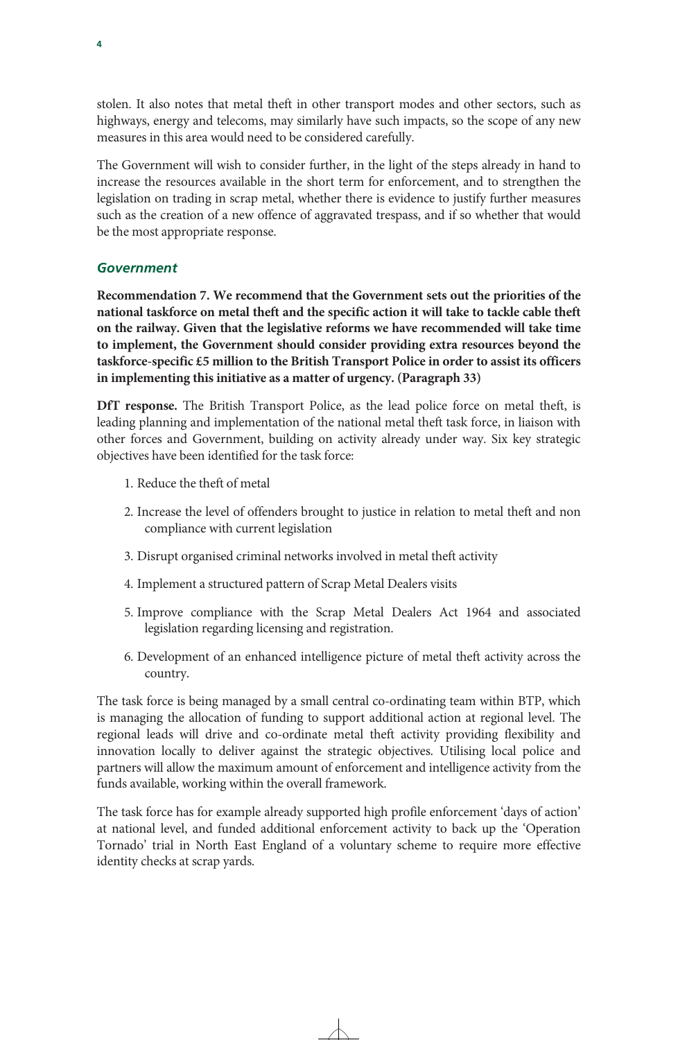stolen. It also notes that metal theft in other transport modes and other sectors, such as highways, energy and telecoms, may similarly have such impacts, so the scope of any new measures in this area would need to be considered carefully.

The Government will wish to consider further, in the light of the steps already in hand to increase the resources available in the short term for enforcement, and to strengthen the legislation on trading in scrap metal, whether there is evidence to justify further measures such as the creation of a new offence of aggravated trespass, and if so whether that would be the most appropriate response.

### *Government*

**Recommendation 7. We recommend that the Government sets out the priorities of the national taskforce on metal theft and the specific action it will take to tackle cable theft on the railway. Given that the legislative reforms we have recommended will take time to implement, the Government should consider providing extra resources beyond the taskforce-specific £5 million to the British Transport Police in order to assist its officers in implementing this initiative as a matter of urgency. (Paragraph 33)**

**DfT response.** The British Transport Police, as the lead police force on metal theft, is leading planning and implementation of the national metal theft task force, in liaison with other forces and Government, building on activity already under way. Six key strategic objectives have been identified for the task force:

1. Reduce the theft of metal
2. Increase the level of offenders brought to justice in relation to metal theft and non compliance with current legislation
3. Disrupt organised criminal networks involved in metal theft activity
4. Implement a structured pattern of Scrap Metal Dealers visits
5. Improve compliance with the Scrap Metal Dealers Act 1964 and associated legislation regarding licensing and registration.
6. Development of an enhanced intelligence picture of metal theft activity across the country.

The task force is being managed by a small central co-ordinating team within BTP, which is managing the allocation of funding to support additional action at regional level. The regional leads will drive and co-ordinate metal theft activity providing flexibility and innovation locally to deliver against the strategic objectives. Utilising local police and partners will allow the maximum amount of enforcement and intelligence activity from the funds available, working within the overall framework.

The task force has for example already supported high profile enforcement 'days of action' at national level, and funded additional enforcement activity to back up the 'Operation Tornado' trial in North East England of a voluntary scheme to require more effective identity checks at scrap yards.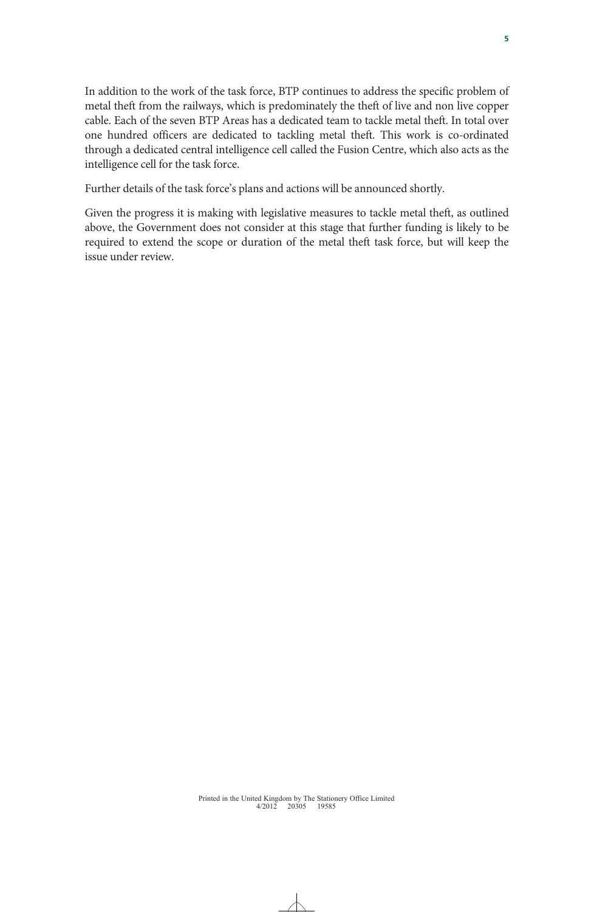In addition to the work of the task force, BTP continues to address the specific problem of metal theft from the railways, which is predominately the theft of live and non live copper cable. Each of the seven BTP Areas has a dedicated team to tackle metal theft. In total over one hundred officers are dedicated to tackling metal theft. This work is co-ordinated through a dedicated central intelligence cell called the Fusion Centre, which also acts as the intelligence cell for the task force.

Further details of the task force's plans and actions will be announced shortly.

Given the progress it is making with legislative measures to tackle metal theft, as outlined above, the Government does not consider at this stage that further funding is likely to be required to extend the scope or duration of the metal theft task force, but will keep the issue under review.

Printed in the United Kingdom by The Stationery Office Limited
4/2012 20305 19585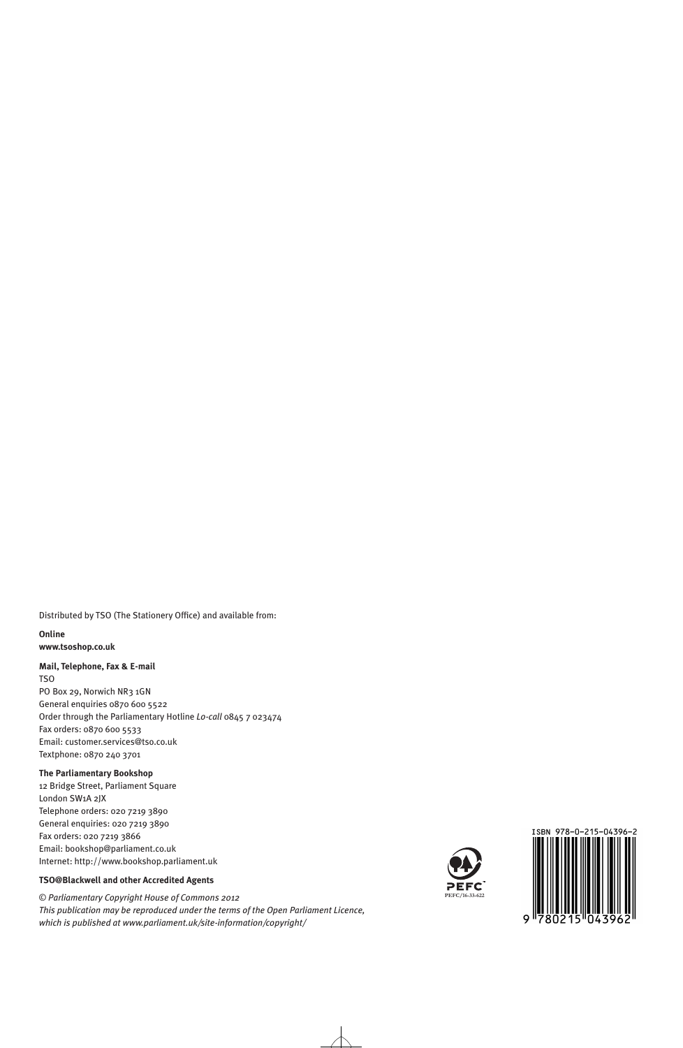Distributed by TSO (The Stationery Office) and available from:

**Online**
**www.tsoshop.co.uk**

**Mail, Telephone, Fax & E-mail**
TSO
PO Box 29, Norwich NR3 1GN
General enquiries 0870 600 5522
Order through the Parliamentary Hotline *Lo-call* 0845 7 023474
Fax orders: 0870 600 5533
Email: customer.services@tso.co.uk
Textphone: 0870 240 3701

**The Parliamentary Bookshop**
12 Bridge Street, Parliament Square
London SW1A 2JX
Telephone orders: 020 7219 3890
General enquiries: 020 7219 3890
Fax orders: 020 7219 3866
Email: bookshop@parliament.co.uk
Internet: http://www.bookshop.parliament.uk

**TSO@Blackwell and other Accredited Agents**

*© Parliamentary Copyright House of Commons 2012*
*This publication may be reproduced under the terms of the Open Parliament Licence, which is published at www.parliament.uk/site-information/copyright/*

PEFC/16-33-622

ISBN 978-0-215-04396-2

9 780215 043962